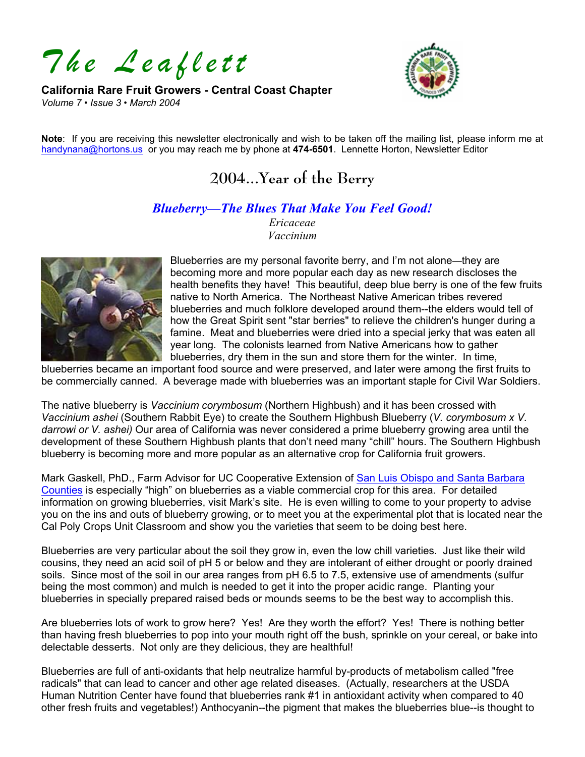# The Leaflett

**California Rare Fruit Growers - Central Coast Chapter**
*Volume 7 • Issue 3 • March 2004*

**Note**: If you are receiving this newsletter electronically and wish to be taken off the mailing list, please inform me at handynana@hortons.us or you may reach me by phone at **474-6501**. Lennette Horton, Newsletter Editor

## 2004...Year of the Berry

### *Blueberry—The Blues That Make You Feel Good!*

*Ericaceae*
*Vaccinium*

Blueberries are my personal favorite berry, and I'm not alone—they are becoming more and more popular each day as new research discloses the health benefits they have! This beautiful, deep blue berry is one of the few fruits native to North America. The Northeast Native American tribes revered blueberries and much folklore developed around them--the elders would tell of how the Great Spirit sent "star berries" to relieve the children's hunger during a famine. Meat and blueberries were dried into a special jerky that was eaten all year long. The colonists learned from Native Americans how to gather blueberries, dry them in the sun and store them for the winter. In time, blueberries became an important food source and were preserved, and later were among the first fruits to be commercially canned. A beverage made with blueberries was an important staple for Civil War Soldiers.

The native blueberry is *Vaccinium corymbosum* (Northern Highbush) and it has been crossed with *Vaccinium ashei* (Southern Rabbit Eye) to create the Southern Highbush Blueberry (*V. corymbosum x V. darrowi or V. ashei)* Our area of California was never considered a prime blueberry growing area until the development of these Southern Highbush plants that don't need many "chill" hours. The Southern Highbush blueberry is becoming more and more popular as an alternative crop for California fruit growers.

Mark Gaskell, PhD., Farm Advisor for UC Cooperative Extension of San Luis Obispo and Santa Barbara Counties is especially "high" on blueberries as a viable commercial crop for this area. For detailed information on growing blueberries, visit Mark's site. He is even willing to come to your property to advise you on the ins and outs of blueberry growing, or to meet you at the experimental plot that is located near the Cal Poly Crops Unit Classroom and show you the varieties that seem to be doing best here.

Blueberries are very particular about the soil they grow in, even the low chill varieties. Just like their wild cousins, they need an acid soil of pH 5 or below and they are intolerant of either drought or poorly drained soils. Since most of the soil in our area ranges from pH 6.5 to 7.5, extensive use of amendments (sulfur being the most common) and mulch is needed to get it into the proper acidic range. Planting your blueberries in specially prepared raised beds or mounds seems to be the best way to accomplish this.

Are blueberries lots of work to grow here? Yes! Are they worth the effort? Yes! There is nothing better than having fresh blueberries to pop into your mouth right off the bush, sprinkle on your cereal, or bake into delectable desserts. Not only are they delicious, they are healthful!

Blueberries are full of anti-oxidants that help neutralize harmful by-products of metabolism called "free radicals" that can lead to cancer and other age related diseases. (Actually, researchers at the USDA Human Nutrition Center have found that blueberries rank #1 in antioxidant activity when compared to 40 other fresh fruits and vegetables!) Anthocyanin--the pigment that makes the blueberries blue--is thought to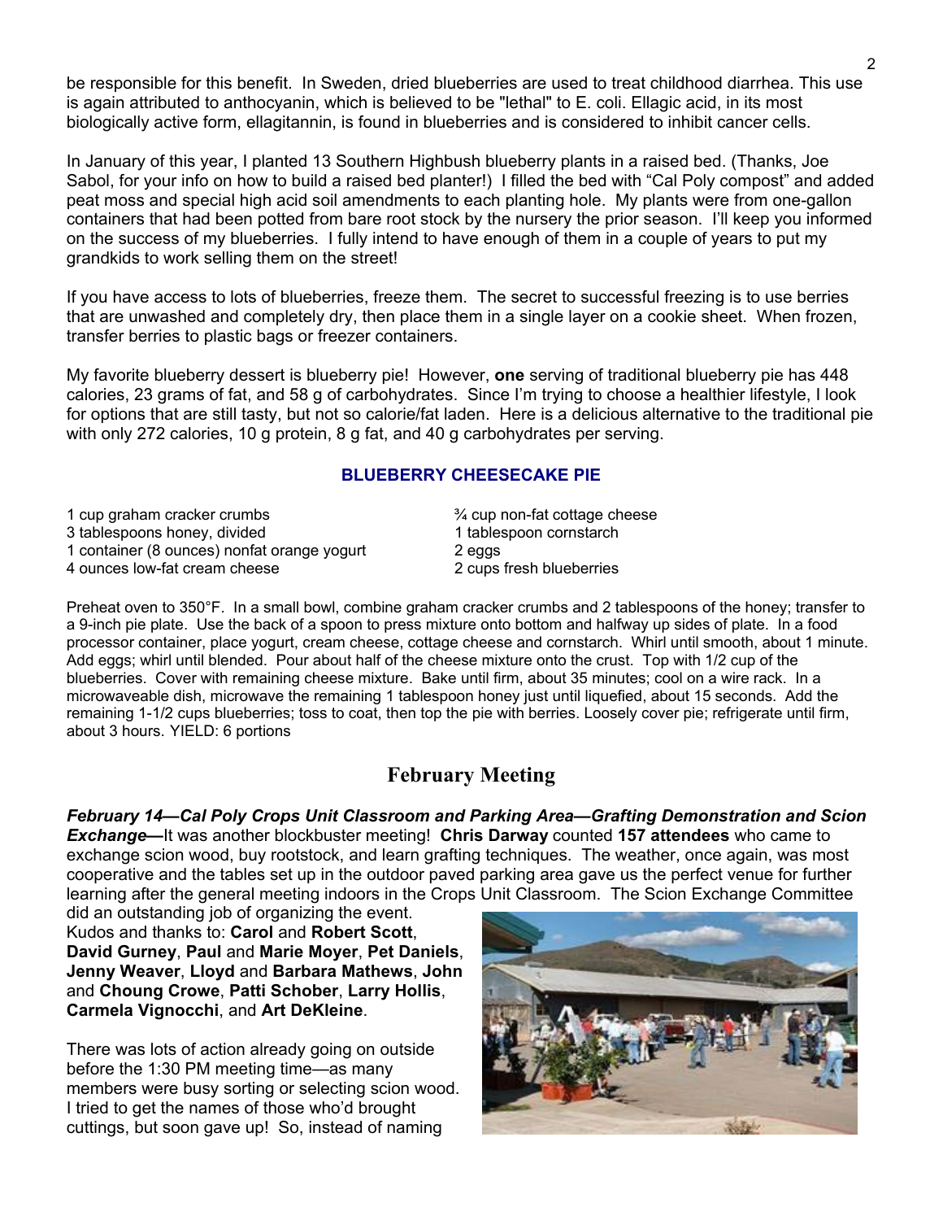be responsible for this benefit. In Sweden, dried blueberries are used to treat childhood diarrhea. This use is again attributed to anthocyanin, which is believed to be "lethal" to E. coli. Ellagic acid, in its most biologically active form, ellagitannin, is found in blueberries and is considered to inhibit cancer cells.

In January of this year, I planted 13 Southern Highbush blueberry plants in a raised bed. (Thanks, Joe Sabol, for your info on how to build a raised bed planter!) I filled the bed with "Cal Poly compost" and added peat moss and special high acid soil amendments to each planting hole. My plants were from one-gallon containers that had been potted from bare root stock by the nursery the prior season. I'll keep you informed on the success of my blueberries. I fully intend to have enough of them in a couple of years to put my grandkids to work selling them on the street!

If you have access to lots of blueberries, freeze them. The secret to successful freezing is to use berries that are unwashed and completely dry, then place them in a single layer on a cookie sheet. When frozen, transfer berries to plastic bags or freezer containers.

My favorite blueberry dessert is blueberry pie! However, **one** serving of traditional blueberry pie has 448 calories, 23 grams of fat, and 58 g of carbohydrates. Since I'm trying to choose a healthier lifestyle, I look for options that are still tasty, but not so calorie/fat laden. Here is a delicious alternative to the traditional pie with only 272 calories, 10 g protein, 8 g fat, and 40 g carbohydrates per serving.

### BLUEBERRY CHEESECAKE PIE

- 1 cup graham cracker crumbs
- 3 tablespoons honey, divided
- 1 container (8 ounces) nonfat orange yogurt
- 4 ounces low-fat cream cheese
- ¾ cup non-fat cottage cheese
- 1 tablespoon cornstarch
- 2 eggs
- 2 cups fresh blueberries

Preheat oven to 350°F. In a small bowl, combine graham cracker crumbs and 2 tablespoons of the honey; transfer to a 9-inch pie plate. Use the back of a spoon to press mixture onto bottom and halfway up sides of plate. In a food processor container, place yogurt, cream cheese, cottage cheese and cornstarch. Whirl until smooth, about 1 minute. Add eggs; whirl until blended. Pour about half of the cheese mixture onto the crust. Top with 1/2 cup of the blueberries. Cover with remaining cheese mixture. Bake until firm, about 35 minutes; cool on a wire rack. In a microwaveable dish, microwave the remaining 1 tablespoon honey just until liquefied, about 15 seconds. Add the remaining 1-1/2 cups blueberries; toss to coat, then top the pie with berries. Loosely cover pie; refrigerate until firm, about 3 hours. YIELD: 6 portions

## February Meeting

***February 14—Cal Poly Crops Unit Classroom and Parking Area—Grafting Demonstration and Scion Exchange—***It was another blockbuster meeting! **Chris Darway** counted **157 attendees** who came to exchange scion wood, buy rootstock, and learn grafting techniques. The weather, once again, was most cooperative and the tables set up in the outdoor paved parking area gave us the perfect venue for further learning after the general meeting indoors in the Crops Unit Classroom. The Scion Exchange Committee did an outstanding job of organizing the event. Kudos and thanks to: **Carol** and **Robert Scott**, **David Gurney**, **Paul** and **Marie Moyer**, **Pet Daniels**, **Jenny Weaver**, **Lloyd** and **Barbara Mathews**, **John** and **Choung Crowe**, **Patti Schober**, **Larry Hollis**, **Carmela Vignocchi**, and **Art DeKleine**.

There was lots of action already going on outside before the 1:30 PM meeting time—as many members were busy sorting or selecting scion wood. I tried to get the names of those who'd brought cuttings, but soon gave up! So, instead of naming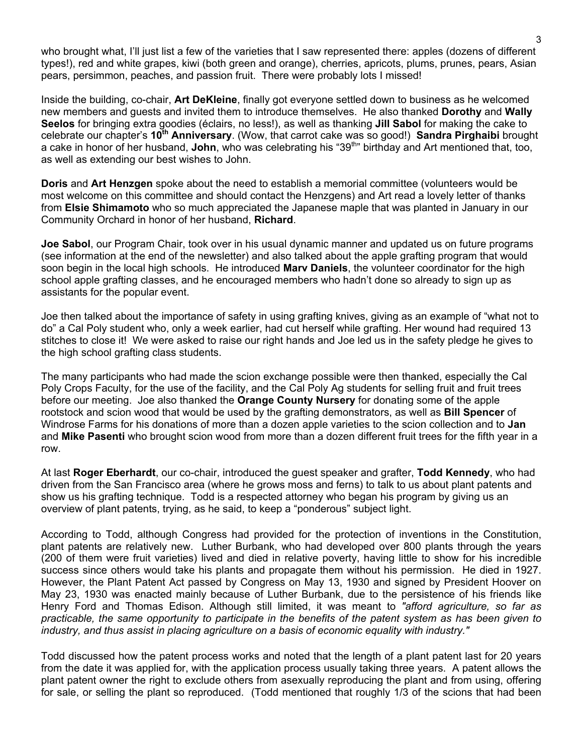who brought what, I'll just list a few of the varieties that I saw represented there: apples (dozens of different types!), red and white grapes, kiwi (both green and orange), cherries, apricots, plums, prunes, pears, Asian pears, persimmon, peaches, and passion fruit. There were probably lots I missed!

Inside the building, co-chair, **Art DeKleine**, finally got everyone settled down to business as he welcomed new members and guests and invited them to introduce themselves. He also thanked **Dorothy** and **Wally Seelos** for bringing extra goodies (éclairs, no less!), as well as thanking **Jill Sabol** for making the cake to celebrate our chapter's **10th Anniversary**. (Wow, that carrot cake was so good!) **Sandra Pirghaibi** brought a cake in honor of her husband, **John**, who was celebrating his "39th" birthday and Art mentioned that, too, as well as extending our best wishes to John.

**Doris** and **Art Henzgen** spoke about the need to establish a memorial committee (volunteers would be most welcome on this committee and should contact the Henzgens) and Art read a lovely letter of thanks from **Elsie Shimamoto** who so much appreciated the Japanese maple that was planted in January in our Community Orchard in honor of her husband, **Richard**.

**Joe Sabol**, our Program Chair, took over in his usual dynamic manner and updated us on future programs (see information at the end of the newsletter) and also talked about the apple grafting program that would soon begin in the local high schools. He introduced **Marv Daniels**, the volunteer coordinator for the high school apple grafting classes, and he encouraged members who hadn't done so already to sign up as assistants for the popular event.

Joe then talked about the importance of safety in using grafting knives, giving as an example of "what not to do" a Cal Poly student who, only a week earlier, had cut herself while grafting. Her wound had required 13 stitches to close it! We were asked to raise our right hands and Joe led us in the safety pledge he gives to the high school grafting class students.

The many participants who had made the scion exchange possible were then thanked, especially the Cal Poly Crops Faculty, for the use of the facility, and the Cal Poly Ag students for selling fruit and fruit trees before our meeting. Joe also thanked the **Orange County Nursery** for donating some of the apple rootstock and scion wood that would be used by the grafting demonstrators, as well as **Bill Spencer** of Windrose Farms for his donations of more than a dozen apple varieties to the scion collection and to **Jan** and **Mike Pasenti** who brought scion wood from more than a dozen different fruit trees for the fifth year in a row.

At last **Roger Eberhardt**, our co-chair, introduced the guest speaker and grafter, **Todd Kennedy**, who had driven from the San Francisco area (where he grows moss and ferns) to talk to us about plant patents and show us his grafting technique. Todd is a respected attorney who began his program by giving us an overview of plant patents, trying, as he said, to keep a "ponderous" subject light.

According to Todd, although Congress had provided for the protection of inventions in the Constitution, plant patents are relatively new. Luther Burbank, who had developed over 800 plants through the years (200 of them were fruit varieties) lived and died in relative poverty, having little to show for his incredible success since others would take his plants and propagate them without his permission. He died in 1927. However, the Plant Patent Act passed by Congress on May 13, 1930 and signed by President Hoover on May 23, 1930 was enacted mainly because of Luther Burbank, due to the persistence of his friends like Henry Ford and Thomas Edison. Although still limited, it was meant to *"afford agriculture, so far as practicable, the same opportunity to participate in the benefits of the patent system as has been given to industry, and thus assist in placing agriculture on a basis of economic equality with industry."*

Todd discussed how the patent process works and noted that the length of a plant patent last for 20 years from the date it was applied for, with the application process usually taking three years. A patent allows the plant patent owner the right to exclude others from asexually reproducing the plant and from using, offering for sale, or selling the plant so reproduced. (Todd mentioned that roughly 1/3 of the scions that had been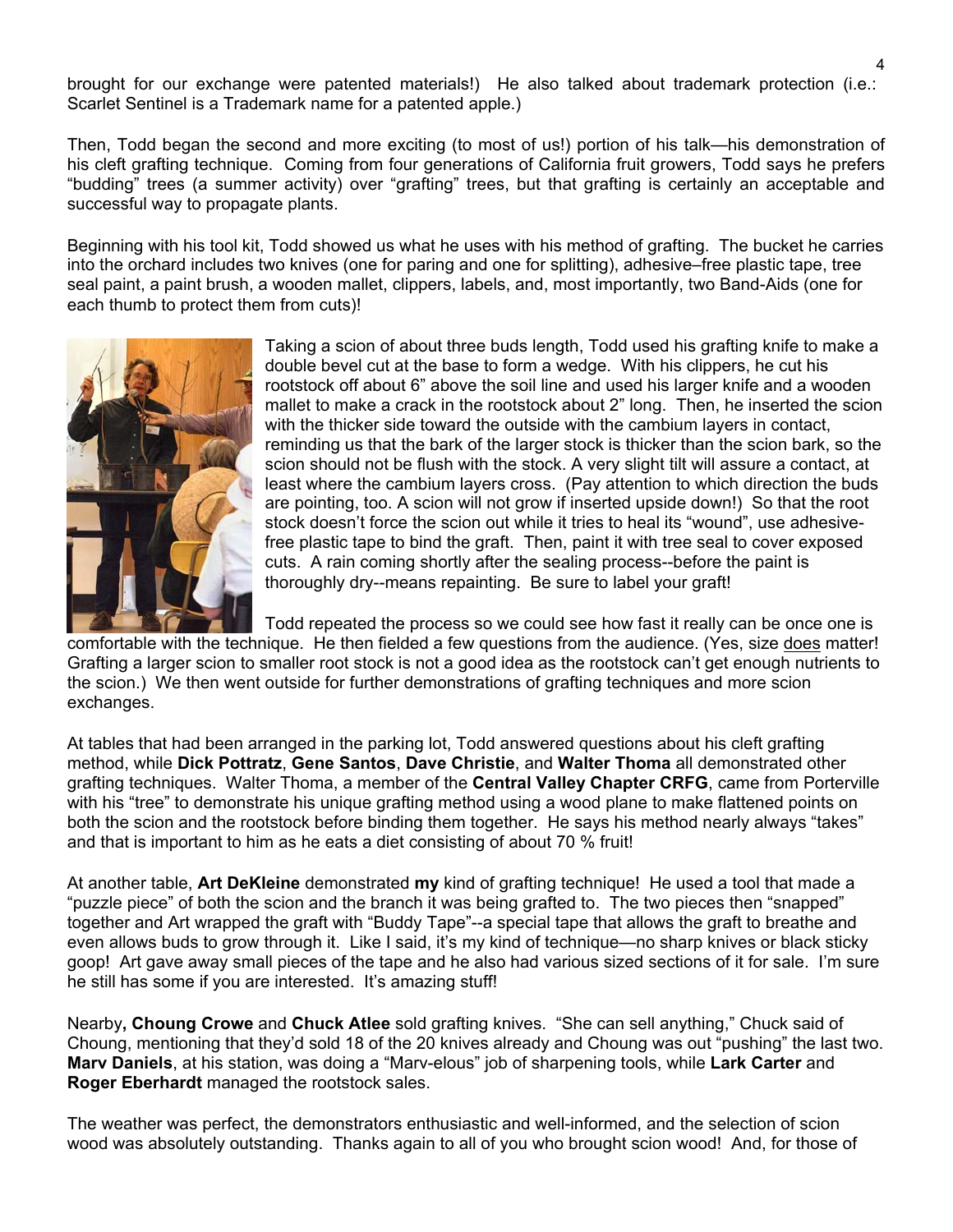brought for our exchange were patented materials!) He also talked about trademark protection (i.e.: Scarlet Sentinel is a Trademark name for a patented apple.)

Then, Todd began the second and more exciting (to most of us!) portion of his talk—his demonstration of his cleft grafting technique. Coming from four generations of California fruit growers, Todd says he prefers "budding" trees (a summer activity) over "grafting" trees, but that grafting is certainly an acceptable and successful way to propagate plants.

Beginning with his tool kit, Todd showed us what he uses with his method of grafting. The bucket he carries into the orchard includes two knives (one for paring and one for splitting), adhesive–free plastic tape, tree seal paint, a paint brush, a wooden mallet, clippers, labels, and, most importantly, two Band-Aids (one for each thumb to protect them from cuts)!

Taking a scion of about three buds length, Todd used his grafting knife to make a double bevel cut at the base to form a wedge. With his clippers, he cut his rootstock off about 6" above the soil line and used his larger knife and a wooden mallet to make a crack in the rootstock about 2" long. Then, he inserted the scion with the thicker side toward the outside with the cambium layers in contact, reminding us that the bark of the larger stock is thicker than the scion bark, so the scion should not be flush with the stock. A very slight tilt will assure a contact, at least where the cambium layers cross. (Pay attention to which direction the buds are pointing, too. A scion will not grow if inserted upside down!) So that the root stock doesn't force the scion out while it tries to heal its "wound", use adhesive-free plastic tape to bind the graft. Then, paint it with tree seal to cover exposed cuts. A rain coming shortly after the sealing process--before the paint is thoroughly dry--means repainting. Be sure to label your graft!

Todd repeated the process so we could see how fast it really can be once one is comfortable with the technique. He then fielded a few questions from the audience. (Yes, size does matter! Grafting a larger scion to smaller root stock is not a good idea as the rootstock can't get enough nutrients to the scion.) We then went outside for further demonstrations of grafting techniques and more scion exchanges.

At tables that had been arranged in the parking lot, Todd answered questions about his cleft grafting method, while **Dick Pottratz**, **Gene Santos**, **Dave Christie**, and **Walter Thoma** all demonstrated other grafting techniques. Walter Thoma, a member of the **Central Valley Chapter CRFG**, came from Porterville with his "tree" to demonstrate his unique grafting method using a wood plane to make flattened points on both the scion and the rootstock before binding them together. He says his method nearly always "takes" and that is important to him as he eats a diet consisting of about 70 % fruit!

At another table, **Art DeKleine** demonstrated **my** kind of grafting technique! He used a tool that made a "puzzle piece" of both the scion and the branch it was being grafted to. The two pieces then "snapped" together and Art wrapped the graft with "Buddy Tape"--a special tape that allows the graft to breathe and even allows buds to grow through it. Like I said, it's my kind of technique—no sharp knives or black sticky goop! Art gave away small pieces of the tape and he also had various sized sections of it for sale. I'm sure he still has some if you are interested. It's amazing stuff!

Nearby**, Choung Crowe** and **Chuck Atlee** sold grafting knives. "She can sell anything," Chuck said of Choung, mentioning that they'd sold 18 of the 20 knives already and Choung was out "pushing" the last two. **Marv Daniels**, at his station, was doing a "Marv-elous" job of sharpening tools, while **Lark Carter** and **Roger Eberhardt** managed the rootstock sales.

The weather was perfect, the demonstrators enthusiastic and well-informed, and the selection of scion wood was absolutely outstanding. Thanks again to all of you who brought scion wood! And, for those of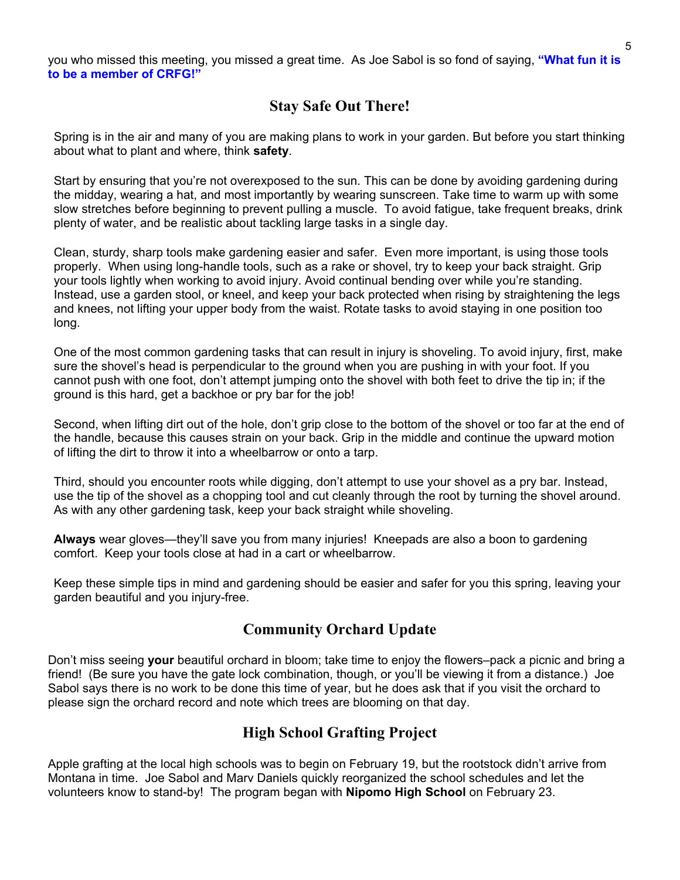you who missed this meeting, you missed a great time. As Joe Sabol is so fond of saying, **"What fun it is to be a member of CRFG!"**

## Stay Safe Out There!

Spring is in the air and many of you are making plans to work in your garden. But before you start thinking about what to plant and where, think **safety**.

Start by ensuring that you're not overexposed to the sun. This can be done by avoiding gardening during the midday, wearing a hat, and most importantly by wearing sunscreen. Take time to warm up with some slow stretches before beginning to prevent pulling a muscle. To avoid fatigue, take frequent breaks, drink plenty of water, and be realistic about tackling large tasks in a single day.

Clean, sturdy, sharp tools make gardening easier and safer. Even more important, is using those tools properly. When using long-handle tools, such as a rake or shovel, try to keep your back straight. Grip your tools lightly when working to avoid injury. Avoid continual bending over while you're standing. Instead, use a garden stool, or kneel, and keep your back protected when rising by straightening the legs and knees, not lifting your upper body from the waist. Rotate tasks to avoid staying in one position too long.

One of the most common gardening tasks that can result in injury is shoveling. To avoid injury, first, make sure the shovel's head is perpendicular to the ground when you are pushing in with your foot. If you cannot push with one foot, don't attempt jumping onto the shovel with both feet to drive the tip in; if the ground is this hard, get a backhoe or pry bar for the job!

Second, when lifting dirt out of the hole, don't grip close to the bottom of the shovel or too far at the end of the handle, because this causes strain on your back. Grip in the middle and continue the upward motion of lifting the dirt to throw it into a wheelbarrow or onto a tarp.

Third, should you encounter roots while digging, don't attempt to use your shovel as a pry bar. Instead, use the tip of the shovel as a chopping tool and cut cleanly through the root by turning the shovel around. As with any other gardening task, keep your back straight while shoveling.

**Always** wear gloves—they'll save you from many injuries! Kneepads are also a boon to gardening comfort. Keep your tools close at had in a cart or wheelbarrow.

Keep these simple tips in mind and gardening should be easier and safer for you this spring, leaving your garden beautiful and you injury-free.

## Community Orchard Update

Don't miss seeing **your** beautiful orchard in bloom; take time to enjoy the flowers–pack a picnic and bring a friend! (Be sure you have the gate lock combination, though, or you'll be viewing it from a distance.) Joe Sabol says there is no work to be done this time of year, but he does ask that if you visit the orchard to please sign the orchard record and note which trees are blooming on that day.

## High School Grafting Project

Apple grafting at the local high schools was to begin on February 19, but the rootstock didn't arrive from Montana in time. Joe Sabol and Marv Daniels quickly reorganized the school schedules and let the volunteers know to stand-by! The program began with **Nipomo High School** on February 23.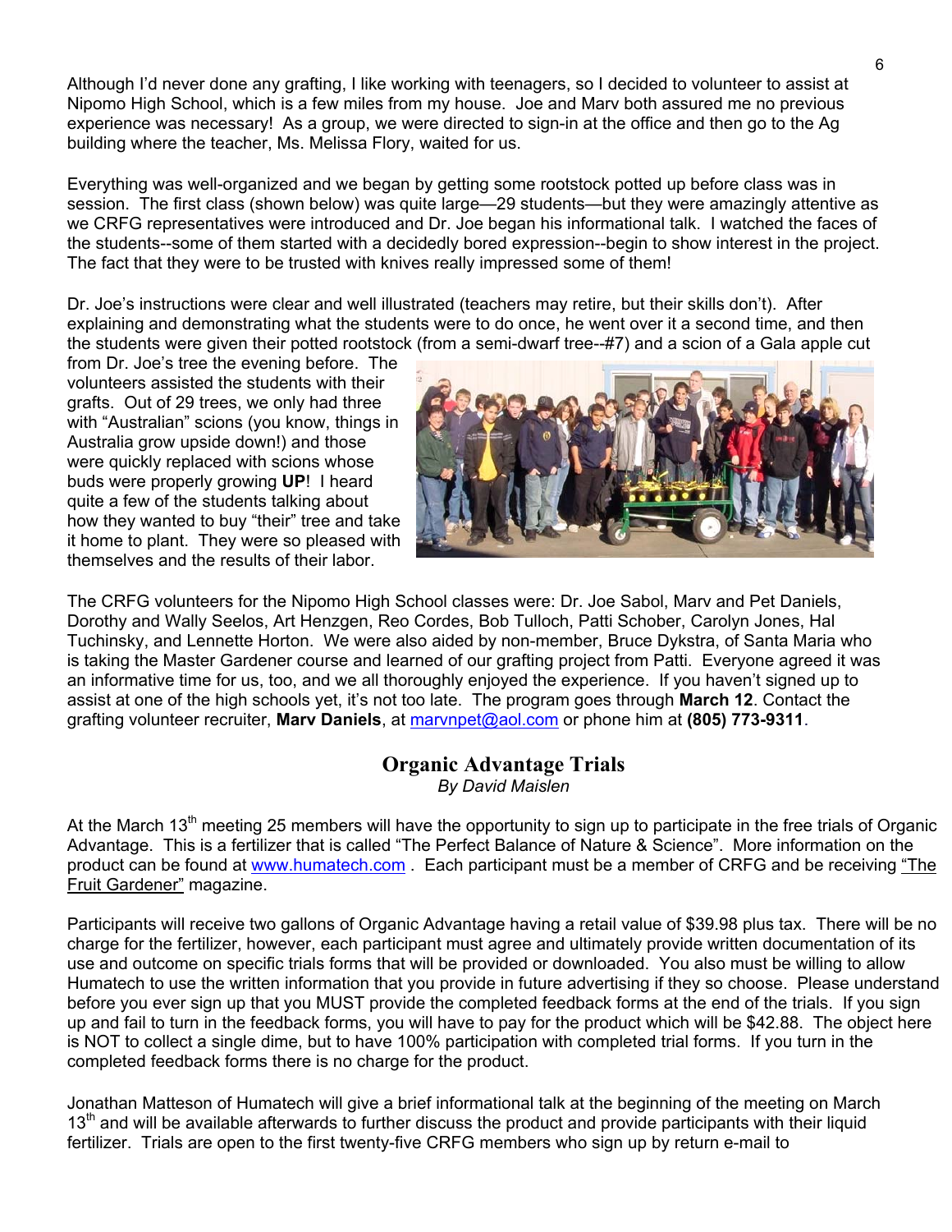Although I'd never done any grafting, I like working with teenagers, so I decided to volunteer to assist at Nipomo High School, which is a few miles from my house. Joe and Marv both assured me no previous experience was necessary! As a group, we were directed to sign-in at the office and then go to the Ag building where the teacher, Ms. Melissa Flory, waited for us.

Everything was well-organized and we began by getting some rootstock potted up before class was in session. The first class (shown below) was quite large—29 students—but they were amazingly attentive as we CRFG representatives were introduced and Dr. Joe began his informational talk. I watched the faces of the students--some of them started with a decidedly bored expression--begin to show interest in the project. The fact that they were to be trusted with knives really impressed some of them!

Dr. Joe's instructions were clear and well illustrated (teachers may retire, but their skills don't). After explaining and demonstrating what the students were to do once, he went over it a second time, and then the students were given their potted rootstock (from a semi-dwarf tree--#7) and a scion of a Gala apple cut from Dr. Joe's tree the evening before. The volunteers assisted the students with their grafts. Out of 29 trees, we only had three with "Australian" scions (you know, things in Australia grow upside down!) and those were quickly replaced with scions whose buds were properly growing **UP**! I heard quite a few of the students talking about how they wanted to buy "their" tree and take it home to plant. They were so pleased with themselves and the results of their labor.

The CRFG volunteers for the Nipomo High School classes were: Dr. Joe Sabol, Marv and Pet Daniels, Dorothy and Wally Seelos, Art Henzgen, Reo Cordes, Bob Tulloch, Patti Schober, Carolyn Jones, Hal Tuchinsky, and Lennette Horton. We were also aided by non-member, Bruce Dykstra, of Santa Maria who is taking the Master Gardener course and learned of our grafting project from Patti. Everyone agreed it was an informative time for us, too, and we all thoroughly enjoyed the experience. If you haven't signed up to assist at one of the high schools yet, it's not too late. The program goes through **March 12**. Contact the grafting volunteer recruiter, **Marv Daniels**, at marvnpet@aol.com or phone him at **(805) 773-9311**.

## Organic Advantage Trials

*By David Maislen*

At the March 13th meeting 25 members will have the opportunity to sign up to participate in the free trials of Organic Advantage. This is a fertilizer that is called "The Perfect Balance of Nature & Science". More information on the product can be found at www.humatech.com . Each participant must be a member of CRFG and be receiving "The Fruit Gardener" magazine.

Participants will receive two gallons of Organic Advantage having a retail value of $39.98 plus tax. There will be no charge for the fertilizer, however, each participant must agree and ultimately provide written documentation of its use and outcome on specific trials forms that will be provided or downloaded. You also must be willing to allow Humatech to use the written information that you provide in future advertising if they so choose. Please understand before you ever sign up that you MUST provide the completed feedback forms at the end of the trials. If you sign up and fail to turn in the feedback forms, you will have to pay for the product which will be $42.88. The object here is NOT to collect a single dime, but to have 100% participation with completed trial forms. If you turn in the completed feedback forms there is no charge for the product.

Jonathan Matteson of Humatech will give a brief informational talk at the beginning of the meeting on March 13th and will be available afterwards to further discuss the product and provide participants with their liquid fertilizer. Trials are open to the first twenty-five CRFG members who sign up by return e-mail to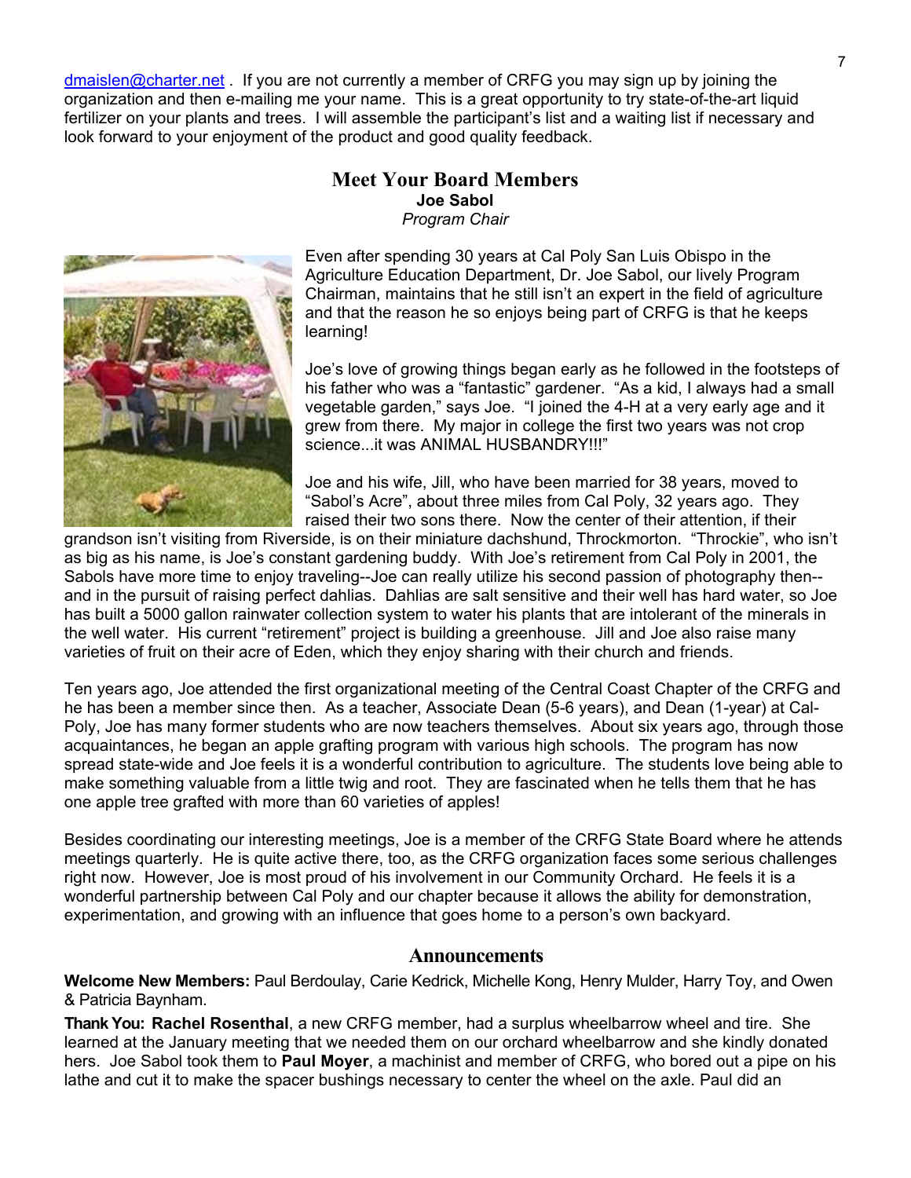dmaislen@charter.net . If you are not currently a member of CRFG you may sign up by joining the organization and then e-mailing me your name. This is a great opportunity to try state-of-the-art liquid fertilizer on your plants and trees. I will assemble the participant's list and a waiting list if necessary and look forward to your enjoyment of the product and good quality feedback.

## Meet Your Board Members

**Joe Sabol**

*Program Chair*

Even after spending 30 years at Cal Poly San Luis Obispo in the Agriculture Education Department, Dr. Joe Sabol, our lively Program Chairman, maintains that he still isn't an expert in the field of agriculture and that the reason he so enjoys being part of CRFG is that he keeps learning!

Joe's love of growing things began early as he followed in the footsteps of his father who was a "fantastic" gardener. "As a kid, I always had a small vegetable garden," says Joe. "I joined the 4-H at a very early age and it grew from there. My major in college the first two years was not crop science...it was ANIMAL HUSBANDRY!!!"

Joe and his wife, Jill, who have been married for 38 years, moved to "Sabol's Acre", about three miles from Cal Poly, 32 years ago. They raised their two sons there. Now the center of their attention, if their grandson isn't visiting from Riverside, is on their miniature dachshund, Throckmorton. "Throckie", who isn't as big as his name, is Joe's constant gardening buddy. With Joe's retirement from Cal Poly in 2001, the Sabols have more time to enjoy traveling--Joe can really utilize his second passion of photography then--and in the pursuit of raising perfect dahlias. Dahlias are salt sensitive and their well has hard water, so Joe has built a 5000 gallon rainwater collection system to water his plants that are intolerant of the minerals in the well water. His current "retirement" project is building a greenhouse. Jill and Joe also raise many varieties of fruit on their acre of Eden, which they enjoy sharing with their church and friends.

Ten years ago, Joe attended the first organizational meeting of the Central Coast Chapter of the CRFG and he has been a member since then. As a teacher, Associate Dean (5-6 years), and Dean (1-year) at Cal-Poly, Joe has many former students who are now teachers themselves. About six years ago, through those acquaintances, he began an apple grafting program with various high schools. The program has now spread state-wide and Joe feels it is a wonderful contribution to agriculture. The students love being able to make something valuable from a little twig and root. They are fascinated when he tells them that he has one apple tree grafted with more than 60 varieties of apples!

Besides coordinating our interesting meetings, Joe is a member of the CRFG State Board where he attends meetings quarterly. He is quite active there, too, as the CRFG organization faces some serious challenges right now. However, Joe is most proud of his involvement in our Community Orchard. He feels it is a wonderful partnership between Cal Poly and our chapter because it allows the ability for demonstration, experimentation, and growing with an influence that goes home to a person's own backyard.

## Announcements

**Welcome New Members:** Paul Berdoulay, Carie Kedrick, Michelle Kong, Henry Mulder, Harry Toy, and Owen & Patricia Baynham.

**Thank You: Rachel Rosenthal**, a new CRFG member, had a surplus wheelbarrow wheel and tire. She learned at the January meeting that we needed them on our orchard wheelbarrow and she kindly donated hers. Joe Sabol took them to **Paul Moyer**, a machinist and member of CRFG, who bored out a pipe on his lathe and cut it to make the spacer bushings necessary to center the wheel on the axle. Paul did an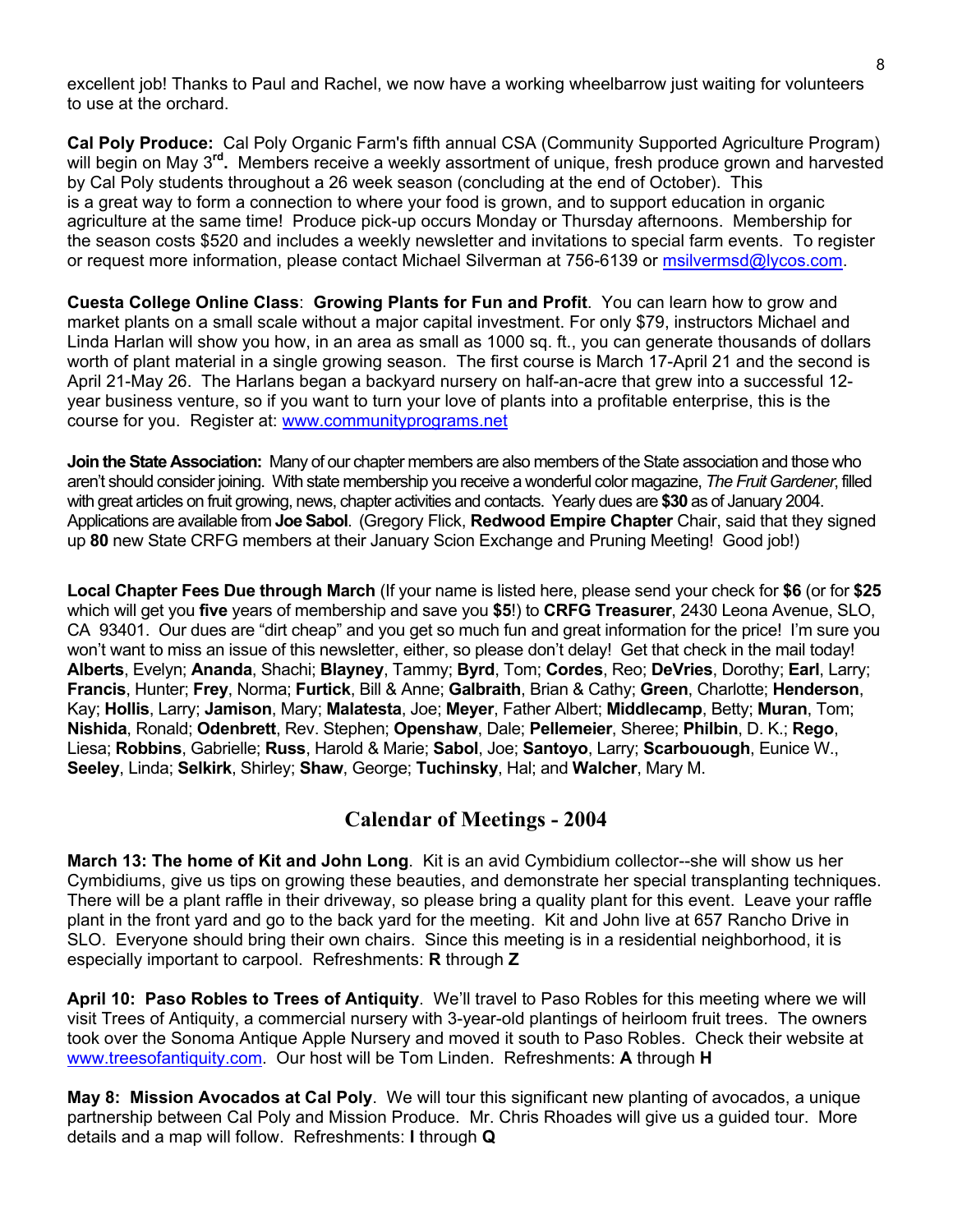excellent job! Thanks to Paul and Rachel, we now have a working wheelbarrow just waiting for volunteers to use at the orchard.

**Cal Poly Produce:** Cal Poly Organic Farm's fifth annual CSA (Community Supported Agriculture Program) will begin on May 3**rd.** Members receive a weekly assortment of unique, fresh produce grown and harvested by Cal Poly students throughout a 26 week season (concluding at the end of October). This is a great way to form a connection to where your food is grown, and to support education in organic agriculture at the same time! Produce pick-up occurs Monday or Thursday afternoons. Membership for the season costs $520 and includes a weekly newsletter and invitations to special farm events. To register or request more information, please contact Michael Silverman at 756-6139 or msilvermsd@lycos.com.

**Cuesta College Online Class**: **Growing Plants for Fun and Profit**. You can learn how to grow and market plants on a small scale without a major capital investment. For only $79, instructors Michael and Linda Harlan will show you how, in an area as small as 1000 sq. ft., you can generate thousands of dollars worth of plant material in a single growing season. The first course is March 17-April 21 and the second is April 21-May 26. The Harlans began a backyard nursery on half-an-acre that grew into a successful 12-year business venture, so if you want to turn your love of plants into a profitable enterprise, this is the course for you. Register at: www.communityprograms.net

**Join the State Association:** Many of our chapter members are also members of the State association and those who aren't should consider joining. With state membership you receive a wonderful color magazine, *The Fruit Gardener*, filled with great articles on fruit growing, news, chapter activities and contacts. Yearly dues are **$30** as of January 2004. Applications are available from **Joe Sabol**. (Gregory Flick, **Redwood Empire Chapter** Chair, said that they signed up **80** new State CRFG members at their January Scion Exchange and Pruning Meeting! Good job!)

**Local Chapter Fees Due through March** (If your name is listed here, please send your check for **$6** (or for **$25** which will get you **five** years of membership and save you **$5**!) to **CRFG Treasurer**, 2430 Leona Avenue, SLO, CA 93401. Our dues are "dirt cheap" and you get so much fun and great information for the price! I'm sure you won't want to miss an issue of this newsletter, either, so please don't delay! Get that check in the mail today! **Alberts**, Evelyn; **Ananda**, Shachi; **Blayney**, Tammy; **Byrd**, Tom; **Cordes**, Reo; **DeVries**, Dorothy; **Earl**, Larry; **Francis**, Hunter; **Frey**, Norma; **Furtick**, Bill & Anne; **Galbraith**, Brian & Cathy; **Green**, Charlotte; **Henderson**, Kay; **Hollis**, Larry; **Jamison**, Mary; **Malatesta**, Joe; **Meyer**, Father Albert; **Middlecamp**, Betty; **Muran**, Tom; **Nishida**, Ronald; **Odenbrett**, Rev. Stephen; **Openshaw**, Dale; **Pellemeier**, Sheree; **Philbin**, D. K.; **Rego**, Liesa; **Robbins**, Gabrielle; **Russ**, Harold & Marie; **Sabol**, Joe; **Santoyo**, Larry; **Scarbouough**, Eunice W., **Seeley**, Linda; **Selkirk**, Shirley; **Shaw**, George; **Tuchinsky**, Hal; and **Walcher**, Mary M.

## Calendar of Meetings - 2004

**March 13: The home of Kit and John Long**. Kit is an avid Cymbidium collector--she will show us her Cymbidiums, give us tips on growing these beauties, and demonstrate her special transplanting techniques. There will be a plant raffle in their driveway, so please bring a quality plant for this event. Leave your raffle plant in the front yard and go to the back yard for the meeting. Kit and John live at 657 Rancho Drive in SLO. Everyone should bring their own chairs. Since this meeting is in a residential neighborhood, it is especially important to carpool. Refreshments: **R** through **Z**

**April 10: Paso Robles to Trees of Antiquity**. We'll travel to Paso Robles for this meeting where we will visit Trees of Antiquity, a commercial nursery with 3-year-old plantings of heirloom fruit trees. The owners took over the Sonoma Antique Apple Nursery and moved it south to Paso Robles. Check their website at www.treesofantiquity.com. Our host will be Tom Linden. Refreshments: **A** through **H**

**May 8: Mission Avocados at Cal Poly**. We will tour this significant new planting of avocados, a unique partnership between Cal Poly and Mission Produce. Mr. Chris Rhoades will give us a guided tour. More details and a map will follow. Refreshments: **I** through **Q**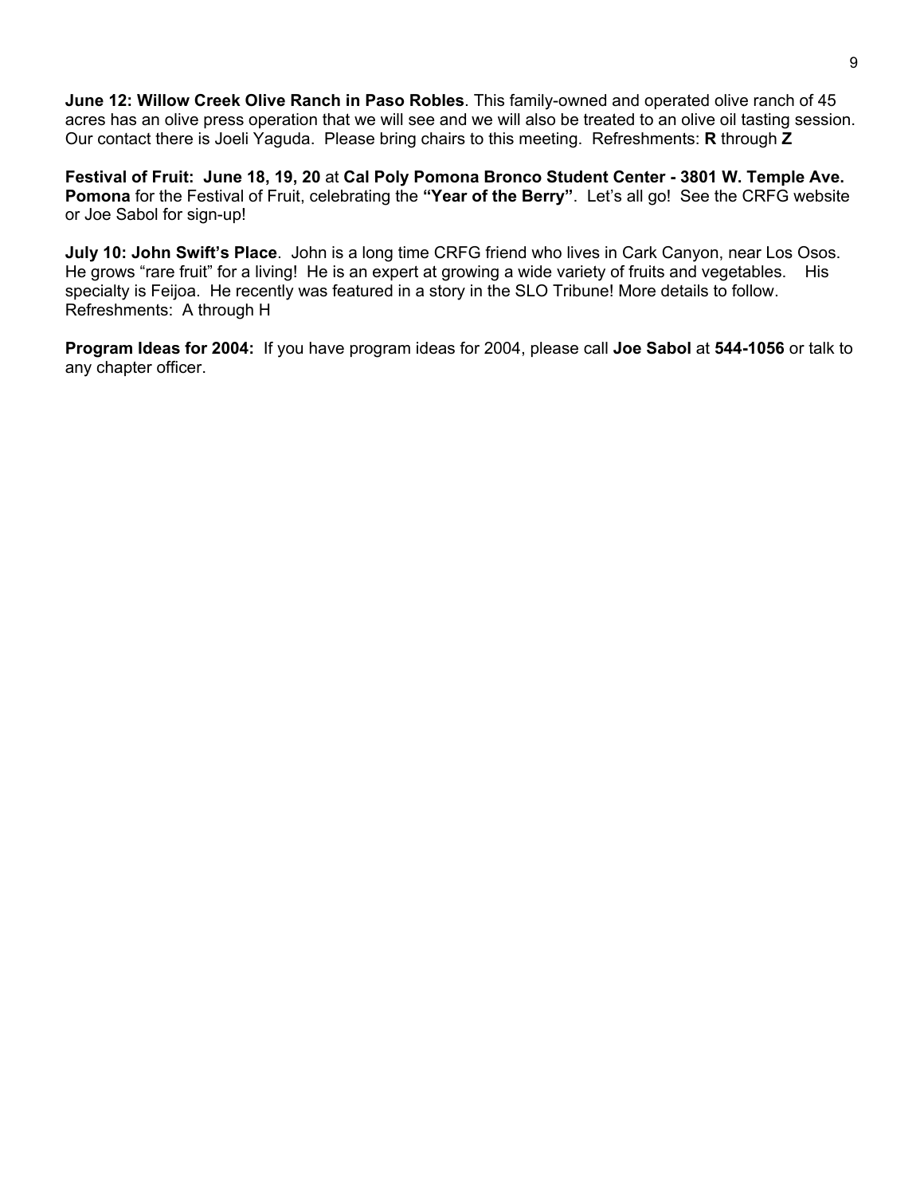**June 12: Willow Creek Olive Ranch in Paso Robles**. This family-owned and operated olive ranch of 45 acres has an olive press operation that we will see and we will also be treated to an olive oil tasting session. Our contact there is Joeli Yaguda. Please bring chairs to this meeting. Refreshments: **R** through **Z**

**Festival of Fruit: June 18, 19, 20** at **Cal Poly Pomona Bronco Student Center - 3801 W. Temple Ave. Pomona** for the Festival of Fruit, celebrating the **"Year of the Berry"**. Let's all go! See the CRFG website or Joe Sabol for sign-up!

**July 10: John Swift's Place**. John is a long time CRFG friend who lives in Cark Canyon, near Los Osos. He grows "rare fruit" for a living! He is an expert at growing a wide variety of fruits and vegetables. His specialty is Feijoa. He recently was featured in a story in the SLO Tribune! More details to follow. Refreshments: A through H

**Program Ideas for 2004:** If you have program ideas for 2004, please call **Joe Sabol** at **544-1056** or talk to any chapter officer.